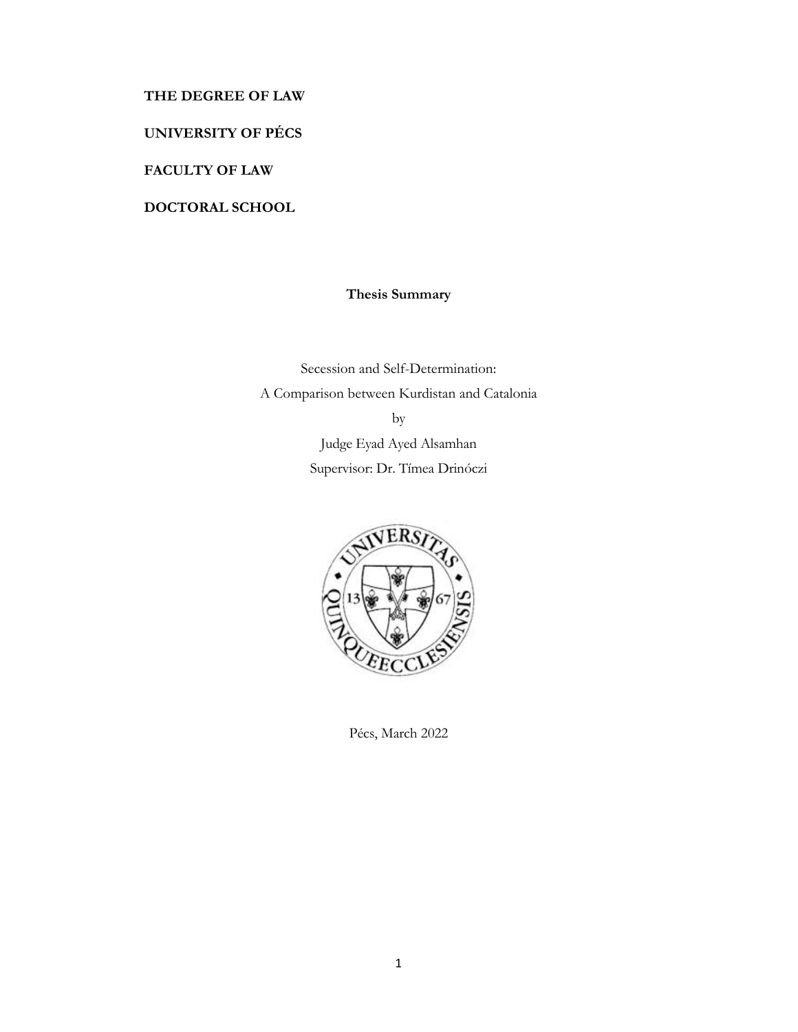**THE DEGREE OF LAW**

**UNIVERSITY OF PÉCS**

**FACULTY OF LAW**

**DOCTORAL SCHOOL**

**Thesis Summary**

Secession and Self-Determination:
A Comparison between Kurdistan and Catalonia

by

Judge Eyad Ayed Alsamhan

Supervisor: Dr. Tímea Drinóczi

Pécs, March 2022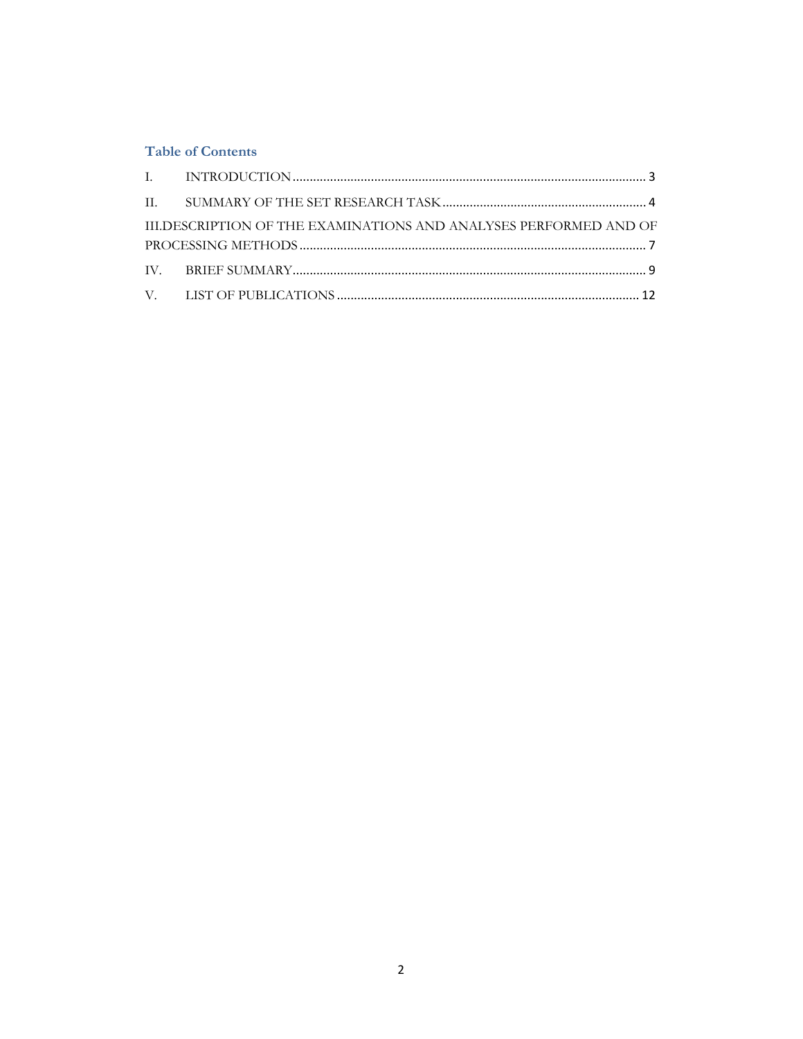## Table of Contents

I. INTRODUCTION ........................................................................................................ 3

II. SUMMARY OF THE SET RESEARCH TASK ............................................................ 4

III.DESCRIPTION OF THE EXAMINATIONS AND ANALYSES PERFORMED AND OF PROCESSING METHODS ...................................................................................................... 7

IV. BRIEF SUMMARY ........................................................................................................ 9

V. LIST OF PUBLICATIONS ......................................................................................... 12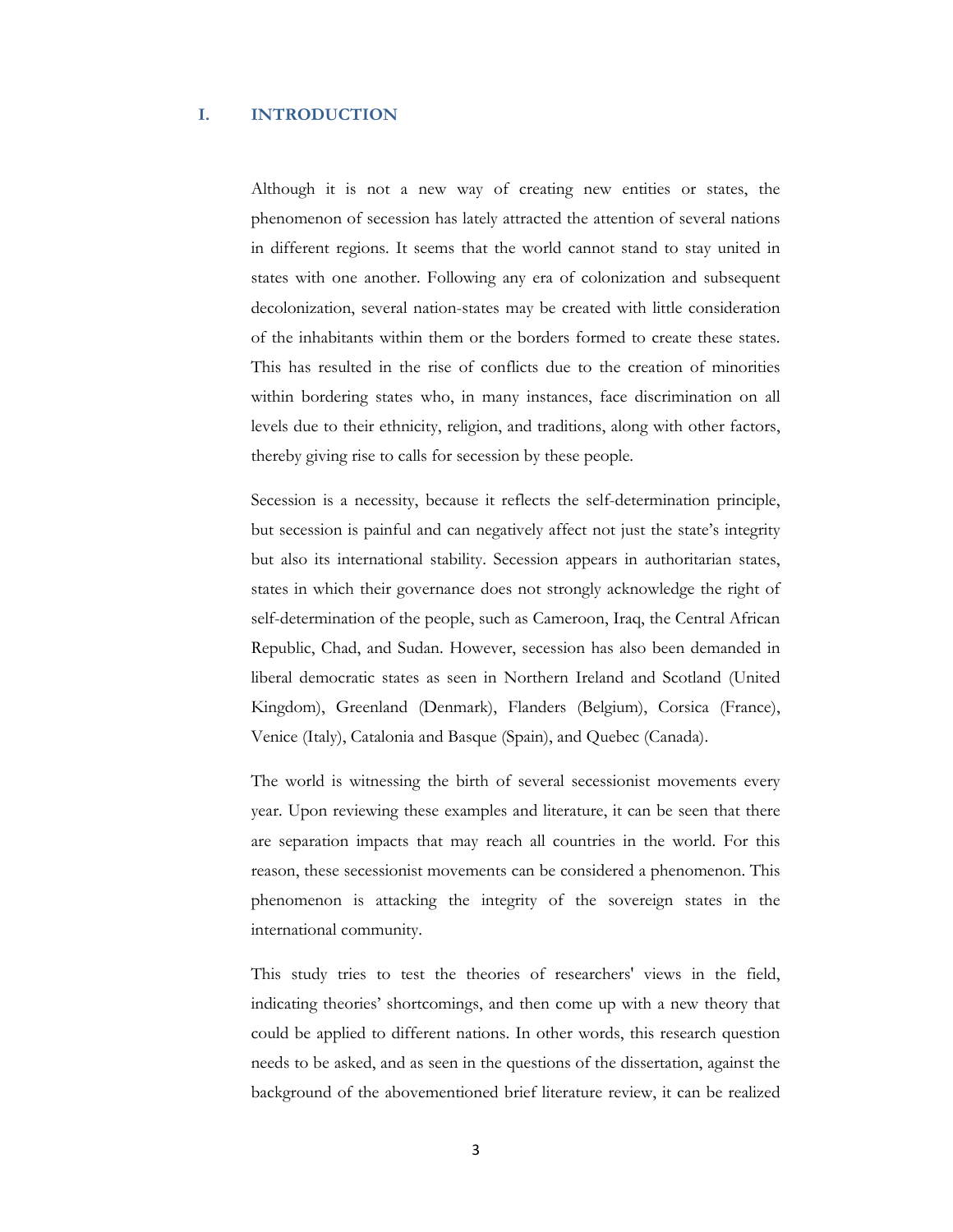# I. INTRODUCTION

Although it is not a new way of creating new entities or states, the phenomenon of secession has lately attracted the attention of several nations in different regions. It seems that the world cannot stand to stay united in states with one another. Following any era of colonization and subsequent decolonization, several nation-states may be created with little consideration of the inhabitants within them or the borders formed to create these states. This has resulted in the rise of conflicts due to the creation of minorities within bordering states who, in many instances, face discrimination on all levels due to their ethnicity, religion, and traditions, along with other factors, thereby giving rise to calls for secession by these people.

Secession is a necessity, because it reflects the self-determination principle, but secession is painful and can negatively affect not just the state's integrity but also its international stability. Secession appears in authoritarian states, states in which their governance does not strongly acknowledge the right of self-determination of the people, such as Cameroon, Iraq, the Central African Republic, Chad, and Sudan. However, secession has also been demanded in liberal democratic states as seen in Northern Ireland and Scotland (United Kingdom), Greenland (Denmark), Flanders (Belgium), Corsica (France), Venice (Italy), Catalonia and Basque (Spain), and Quebec (Canada).

The world is witnessing the birth of several secessionist movements every year. Upon reviewing these examples and literature, it can be seen that there are separation impacts that may reach all countries in the world. For this reason, these secessionist movements can be considered a phenomenon. This phenomenon is attacking the integrity of the sovereign states in the international community.

This study tries to test the theories of researchers' views in the field, indicating theories' shortcomings, and then come up with a new theory that could be applied to different nations. In other words, this research question needs to be asked, and as seen in the questions of the dissertation, against the background of the abovementioned brief literature review, it can be realized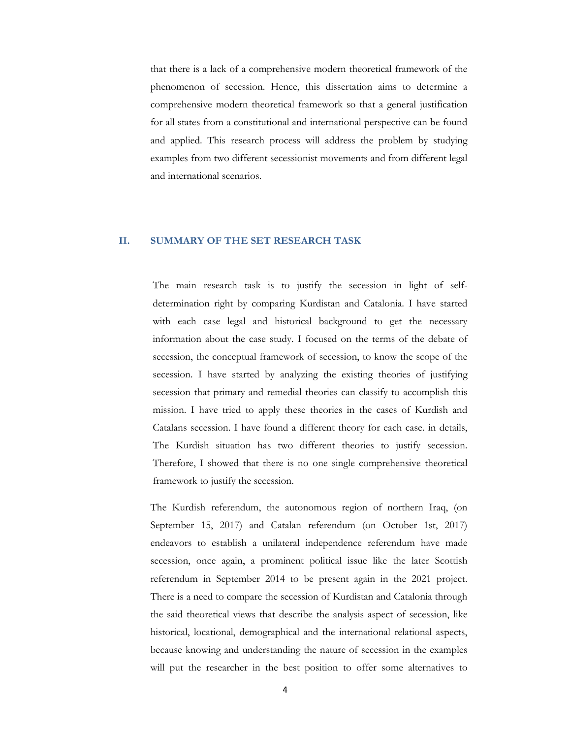that there is a lack of a comprehensive modern theoretical framework of the phenomenon of secession. Hence, this dissertation aims to determine a comprehensive modern theoretical framework so that a general justification for all states from a constitutional and international perspective can be found and applied. This research process will address the problem by studying examples from two different secessionist movements and from different legal and international scenarios.

## II. SUMMARY OF THE SET RESEARCH TASK

The main research task is to justify the secession in light of self-determination right by comparing Kurdistan and Catalonia. I have started with each case legal and historical background to get the necessary information about the case study. I focused on the terms of the debate of secession, the conceptual framework of secession, to know the scope of the secession. I have started by analyzing the existing theories of justifying secession that primary and remedial theories can classify to accomplish this mission. I have tried to apply these theories in the cases of Kurdish and Catalans secession. I have found a different theory for each case. in details, The Kurdish situation has two different theories to justify secession. Therefore, I showed that there is no one single comprehensive theoretical framework to justify the secession.

The Kurdish referendum, the autonomous region of northern Iraq, (on September 15, 2017) and Catalan referendum (on October 1st, 2017) endeavors to establish a unilateral independence referendum have made secession, once again, a prominent political issue like the later Scottish referendum in September 2014 to be present again in the 2021 project. There is a need to compare the secession of Kurdistan and Catalonia through the said theoretical views that describe the analysis aspect of secession, like historical, locational, demographical and the international relational aspects, because knowing and understanding the nature of secession in the examples will put the researcher in the best position to offer some alternatives to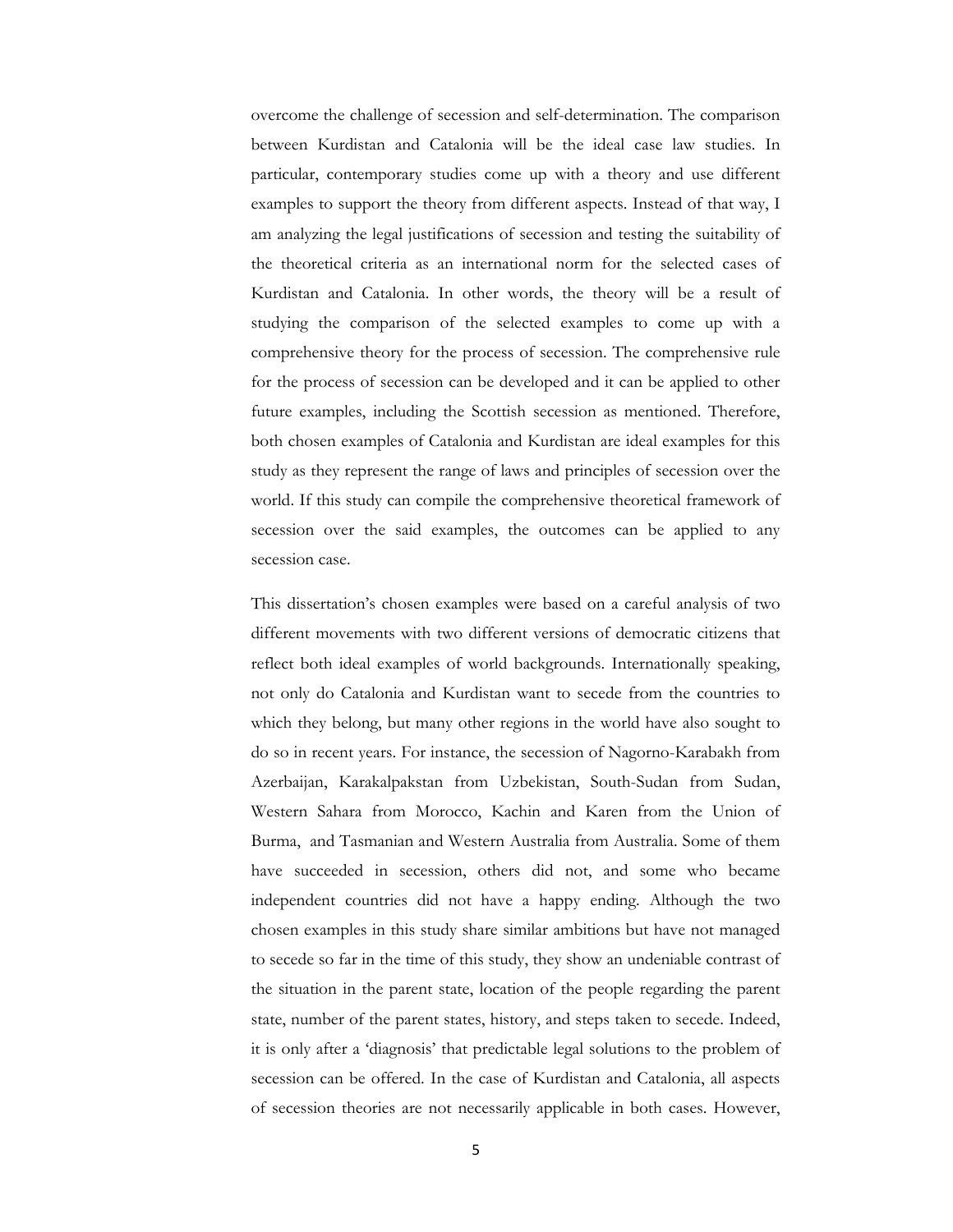overcome the challenge of secession and self-determination. The comparison between Kurdistan and Catalonia will be the ideal case law studies. In particular, contemporary studies come up with a theory and use different examples to support the theory from different aspects. Instead of that way, I am analyzing the legal justifications of secession and testing the suitability of the theoretical criteria as an international norm for the selected cases of Kurdistan and Catalonia. In other words, the theory will be a result of studying the comparison of the selected examples to come up with a comprehensive theory for the process of secession. The comprehensive rule for the process of secession can be developed and it can be applied to other future examples, including the Scottish secession as mentioned. Therefore, both chosen examples of Catalonia and Kurdistan are ideal examples for this study as they represent the range of laws and principles of secession over the world. If this study can compile the comprehensive theoretical framework of secession over the said examples, the outcomes can be applied to any secession case.

This dissertation's chosen examples were based on a careful analysis of two different movements with two different versions of democratic citizens that reflect both ideal examples of world backgrounds. Internationally speaking, not only do Catalonia and Kurdistan want to secede from the countries to which they belong, but many other regions in the world have also sought to do so in recent years. For instance, the secession of Nagorno-Karabakh from Azerbaijan, Karakalpakstan from Uzbekistan, South-Sudan from Sudan, Western Sahara from Morocco, Kachin and Karen from the Union of Burma, and Tasmanian and Western Australia from Australia. Some of them have succeeded in secession, others did not, and some who became independent countries did not have a happy ending. Although the two chosen examples in this study share similar ambitions but have not managed to secede so far in the time of this study, they show an undeniable contrast of the situation in the parent state, location of the people regarding the parent state, number of the parent states, history, and steps taken to secede. Indeed, it is only after a 'diagnosis' that predictable legal solutions to the problem of secession can be offered. In the case of Kurdistan and Catalonia, all aspects of secession theories are not necessarily applicable in both cases. However,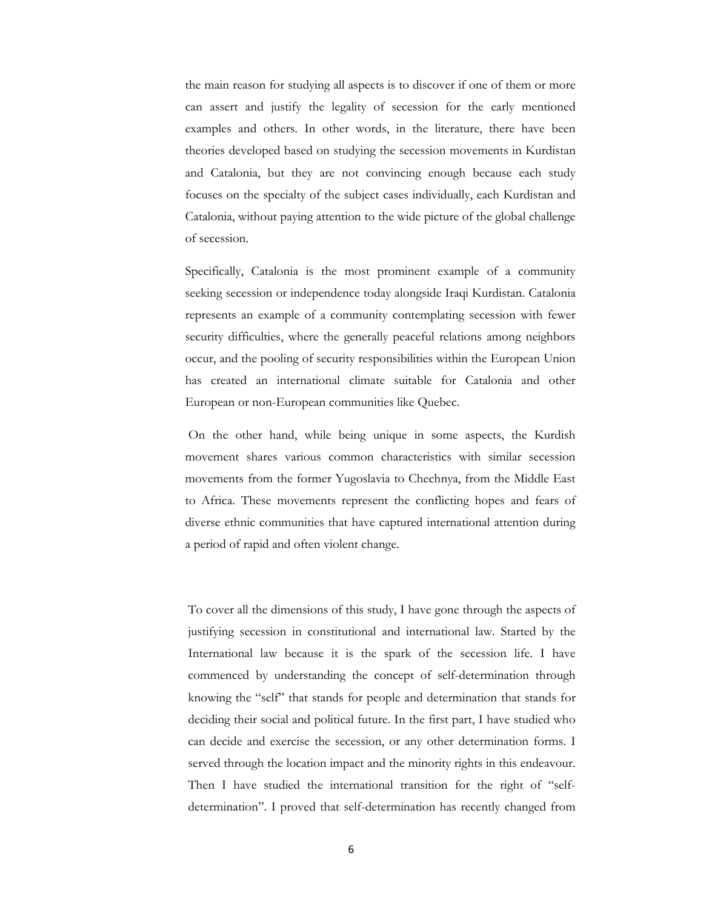the main reason for studying all aspects is to discover if one of them or more can assert and justify the legality of secession for the early mentioned examples and others. In other words, in the literature, there have been theories developed based on studying the secession movements in Kurdistan and Catalonia, but they are not convincing enough because each study focuses on the specialty of the subject cases individually, each Kurdistan and Catalonia, without paying attention to the wide picture of the global challenge of secession.

Specifically, Catalonia is the most prominent example of a community seeking secession or independence today alongside Iraqi Kurdistan. Catalonia represents an example of a community contemplating secession with fewer security difficulties, where the generally peaceful relations among neighbors occur, and the pooling of security responsibilities within the European Union has created an international climate suitable for Catalonia and other European or non-European communities like Quebec.

On the other hand, while being unique in some aspects, the Kurdish movement shares various common characteristics with similar secession movements from the former Yugoslavia to Chechnya, from the Middle East to Africa. These movements represent the conflicting hopes and fears of diverse ethnic communities that have captured international attention during a period of rapid and often violent change.

To cover all the dimensions of this study, I have gone through the aspects of justifying secession in constitutional and international law. Started by the International law because it is the spark of the secession life. I have commenced by understanding the concept of self-determination through knowing the "self" that stands for people and determination that stands for deciding their social and political future. In the first part, I have studied who can decide and exercise the secession, or any other determination forms. I served through the location impact and the minority rights in this endeavour. Then I have studied the international transition for the right of "self-determination". I proved that self-determination has recently changed from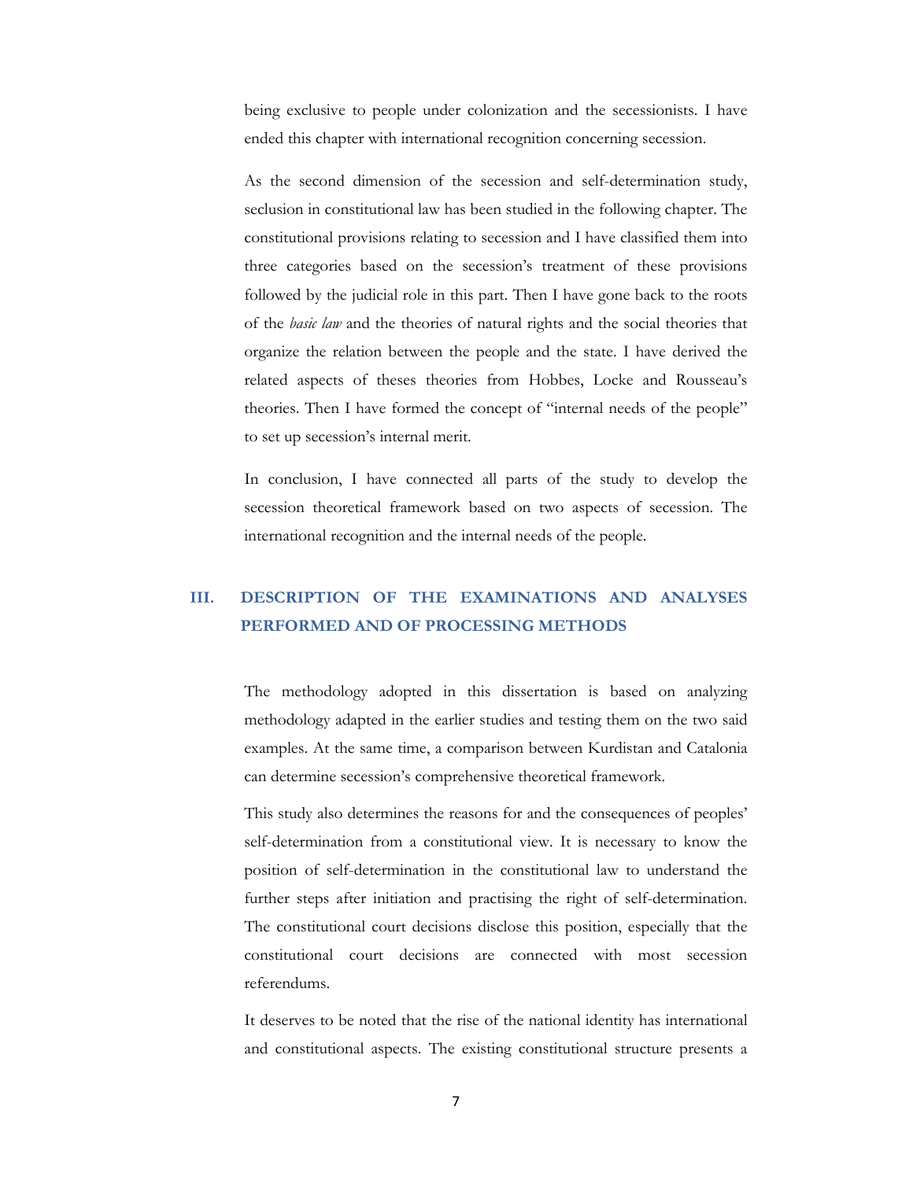being exclusive to people under colonization and the secessionists. I have ended this chapter with international recognition concerning secession.

As the second dimension of the secession and self-determination study, seclusion in constitutional law has been studied in the following chapter. The constitutional provisions relating to secession and I have classified them into three categories based on the secession's treatment of these provisions followed by the judicial role in this part. Then I have gone back to the roots of the *basic law* and the theories of natural rights and the social theories that organize the relation between the people and the state. I have derived the related aspects of theses theories from Hobbes, Locke and Rousseau's theories. Then I have formed the concept of "internal needs of the people" to set up secession's internal merit.

In conclusion, I have connected all parts of the study to develop the secession theoretical framework based on two aspects of secession. The international recognition and the internal needs of the people.

## III. DESCRIPTION OF THE EXAMINATIONS AND ANALYSES PERFORMED AND OF PROCESSING METHODS

The methodology adopted in this dissertation is based on analyzing methodology adapted in the earlier studies and testing them on the two said examples. At the same time, a comparison between Kurdistan and Catalonia can determine secession's comprehensive theoretical framework.

This study also determines the reasons for and the consequences of peoples' self-determination from a constitutional view. It is necessary to know the position of self-determination in the constitutional law to understand the further steps after initiation and practising the right of self-determination. The constitutional court decisions disclose this position, especially that the constitutional court decisions are connected with most secession referendums.

It deserves to be noted that the rise of the national identity has international and constitutional aspects. The existing constitutional structure presents a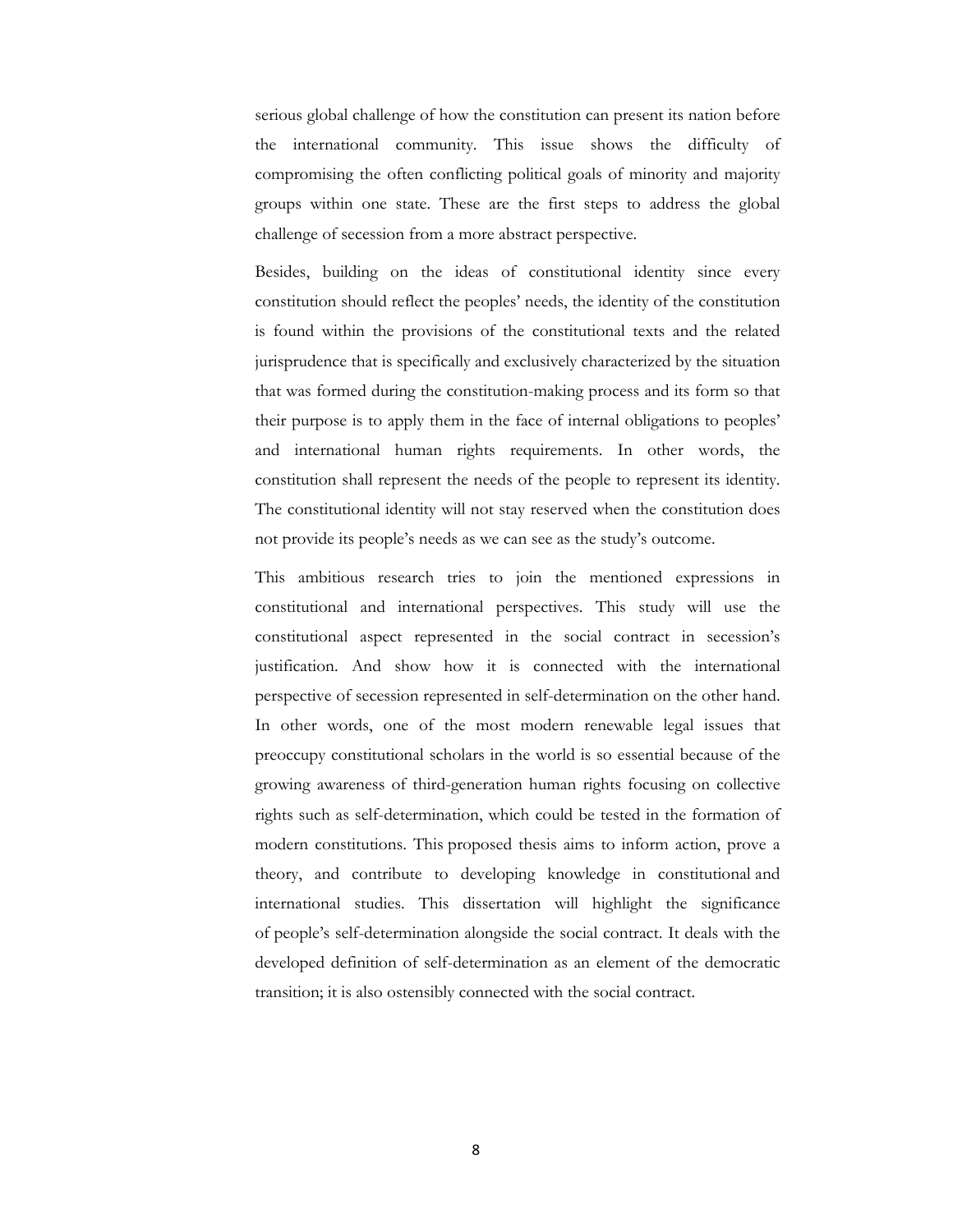serious global challenge of how the constitution can present its nation before the international community. This issue shows the difficulty of compromising the often conflicting political goals of minority and majority groups within one state. These are the first steps to address the global challenge of secession from a more abstract perspective.

Besides, building on the ideas of constitutional identity since every constitution should reflect the peoples' needs, the identity of the constitution is found within the provisions of the constitutional texts and the related jurisprudence that is specifically and exclusively characterized by the situation that was formed during the constitution-making process and its form so that their purpose is to apply them in the face of internal obligations to peoples' and international human rights requirements. In other words, the constitution shall represent the needs of the people to represent its identity. The constitutional identity will not stay reserved when the constitution does not provide its people's needs as we can see as the study's outcome.

This ambitious research tries to join the mentioned expressions in constitutional and international perspectives. This study will use the constitutional aspect represented in the social contract in secession's justification. And show how it is connected with the international perspective of secession represented in self-determination on the other hand. In other words, one of the most modern renewable legal issues that preoccupy constitutional scholars in the world is so essential because of the growing awareness of third-generation human rights focusing on collective rights such as self-determination, which could be tested in the formation of modern constitutions. This proposed thesis aims to inform action, prove a theory, and contribute to developing knowledge in constitutional and international studies. This dissertation will highlight the significance of people's self-determination alongside the social contract. It deals with the developed definition of self-determination as an element of the democratic transition; it is also ostensibly connected with the social contract.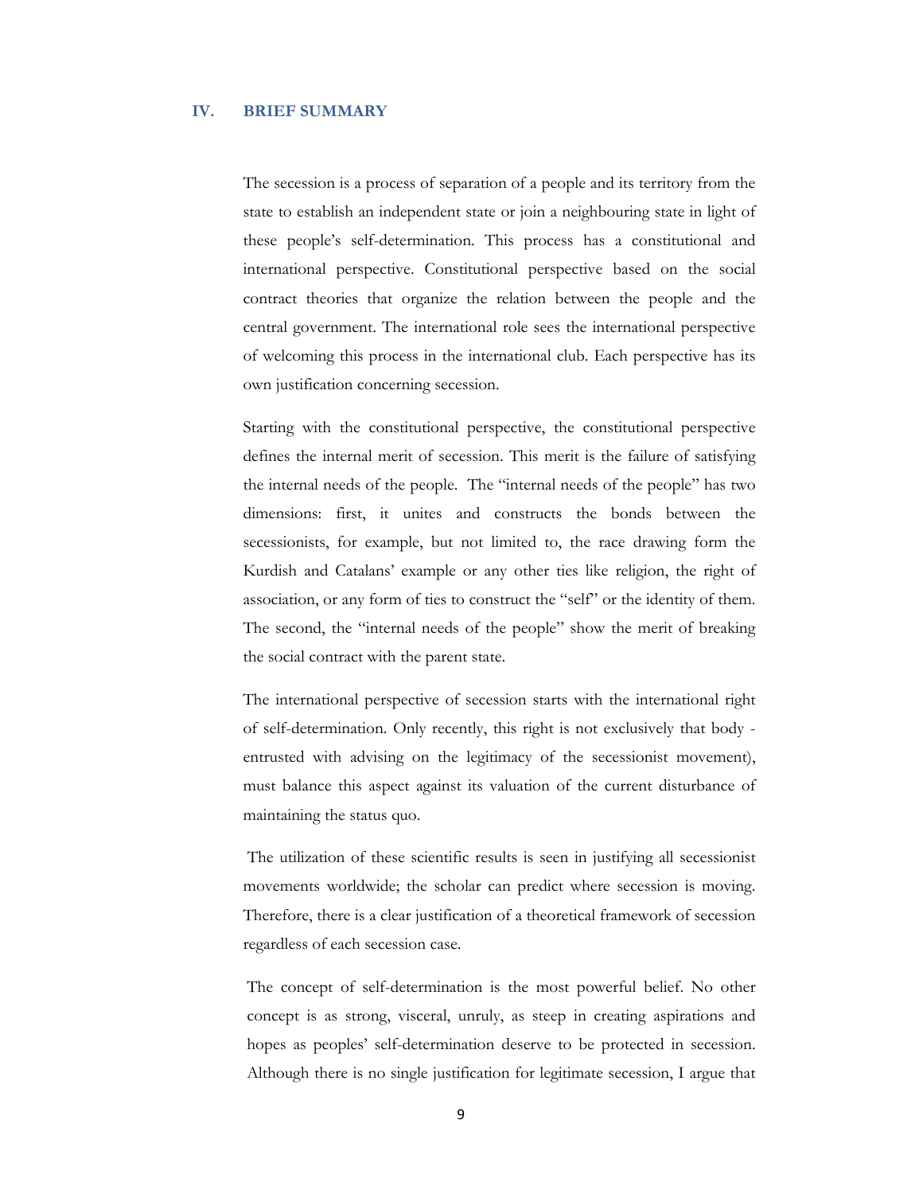## IV. BRIEF SUMMARY

The secession is a process of separation of a people and its territory from the state to establish an independent state or join a neighbouring state in light of these people's self-determination. This process has a constitutional and international perspective. Constitutional perspective based on the social contract theories that organize the relation between the people and the central government. The international role sees the international perspective of welcoming this process in the international club. Each perspective has its own justification concerning secession.

Starting with the constitutional perspective, the constitutional perspective defines the internal merit of secession. This merit is the failure of satisfying the internal needs of the people. The "internal needs of the people" has two dimensions: first, it unites and constructs the bonds between the secessionists, for example, but not limited to, the race drawing form the Kurdish and Catalans' example or any other ties like religion, the right of association, or any form of ties to construct the "self" or the identity of them. The second, the "internal needs of the people" show the merit of breaking the social contract with the parent state.

The international perspective of secession starts with the international right of self-determination. Only recently, this right is not exclusively that body - entrusted with advising on the legitimacy of the secessionist movement), must balance this aspect against its valuation of the current disturbance of maintaining the status quo.

The utilization of these scientific results is seen in justifying all secessionist movements worldwide; the scholar can predict where secession is moving. Therefore, there is a clear justification of a theoretical framework of secession regardless of each secession case.

The concept of self-determination is the most powerful belief. No other concept is as strong, visceral, unruly, as steep in creating aspirations and hopes as peoples' self-determination deserve to be protected in secession. Although there is no single justification for legitimate secession, I argue that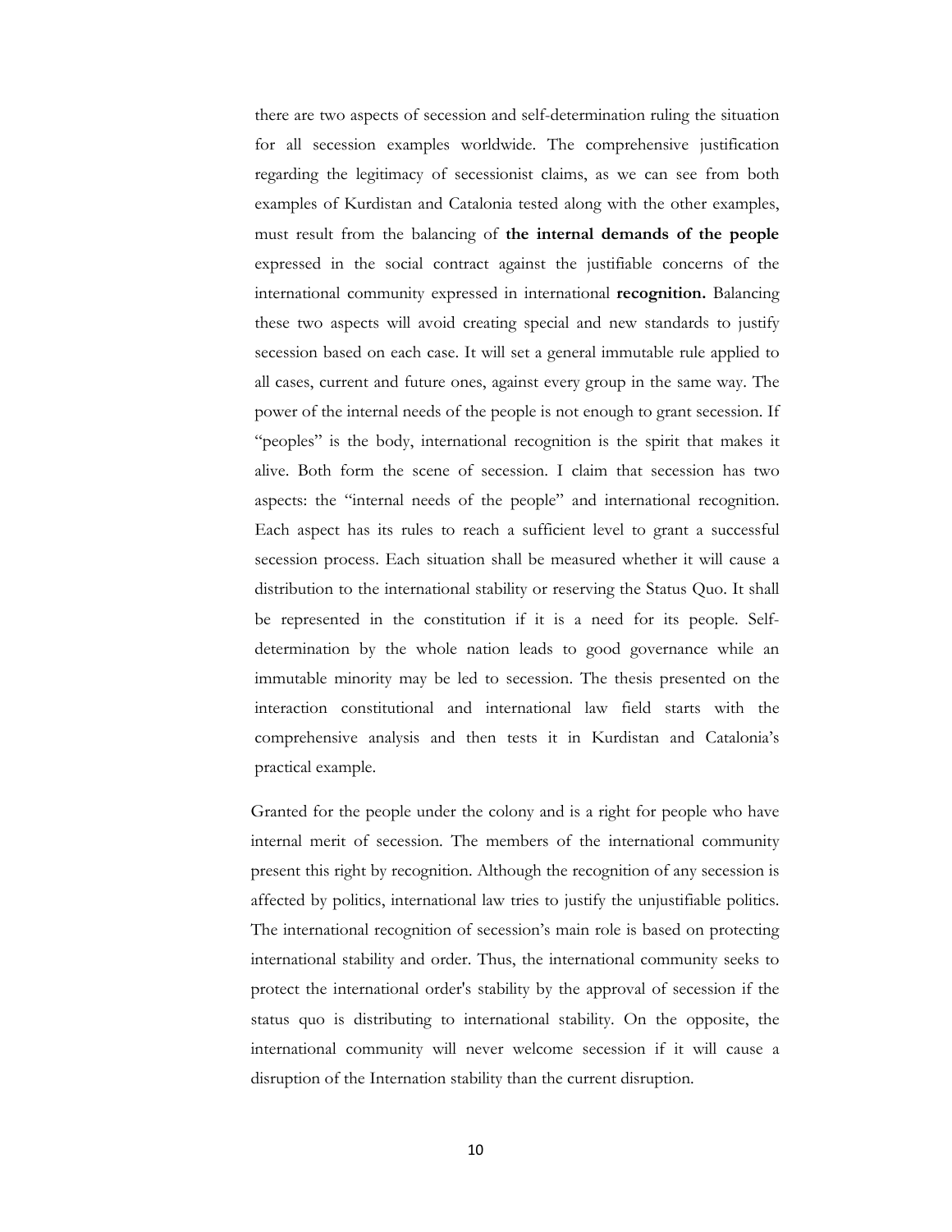there are two aspects of secession and self-determination ruling the situation for all secession examples worldwide. The comprehensive justification regarding the legitimacy of secessionist claims, as we can see from both examples of Kurdistan and Catalonia tested along with the other examples, must result from the balancing of **the internal demands of the people** expressed in the social contract against the justifiable concerns of the international community expressed in international **recognition.** Balancing these two aspects will avoid creating special and new standards to justify secession based on each case. It will set a general immutable rule applied to all cases, current and future ones, against every group in the same way. The power of the internal needs of the people is not enough to grant secession. If "peoples" is the body, international recognition is the spirit that makes it alive. Both form the scene of secession. I claim that secession has two aspects: the "internal needs of the people" and international recognition. Each aspect has its rules to reach a sufficient level to grant a successful secession process. Each situation shall be measured whether it will cause a distribution to the international stability or reserving the Status Quo. It shall be represented in the constitution if it is a need for its people. Self-determination by the whole nation leads to good governance while an immutable minority may be led to secession. The thesis presented on the interaction constitutional and international law field starts with the comprehensive analysis and then tests it in Kurdistan and Catalonia's practical example.

Granted for the people under the colony and is a right for people who have internal merit of secession. The members of the international community present this right by recognition. Although the recognition of any secession is affected by politics, international law tries to justify the unjustifiable politics. The international recognition of secession's main role is based on protecting international stability and order. Thus, the international community seeks to protect the international order's stability by the approval of secession if the status quo is distributing to international stability. On the opposite, the international community will never welcome secession if it will cause a disruption of the Internation stability than the current disruption.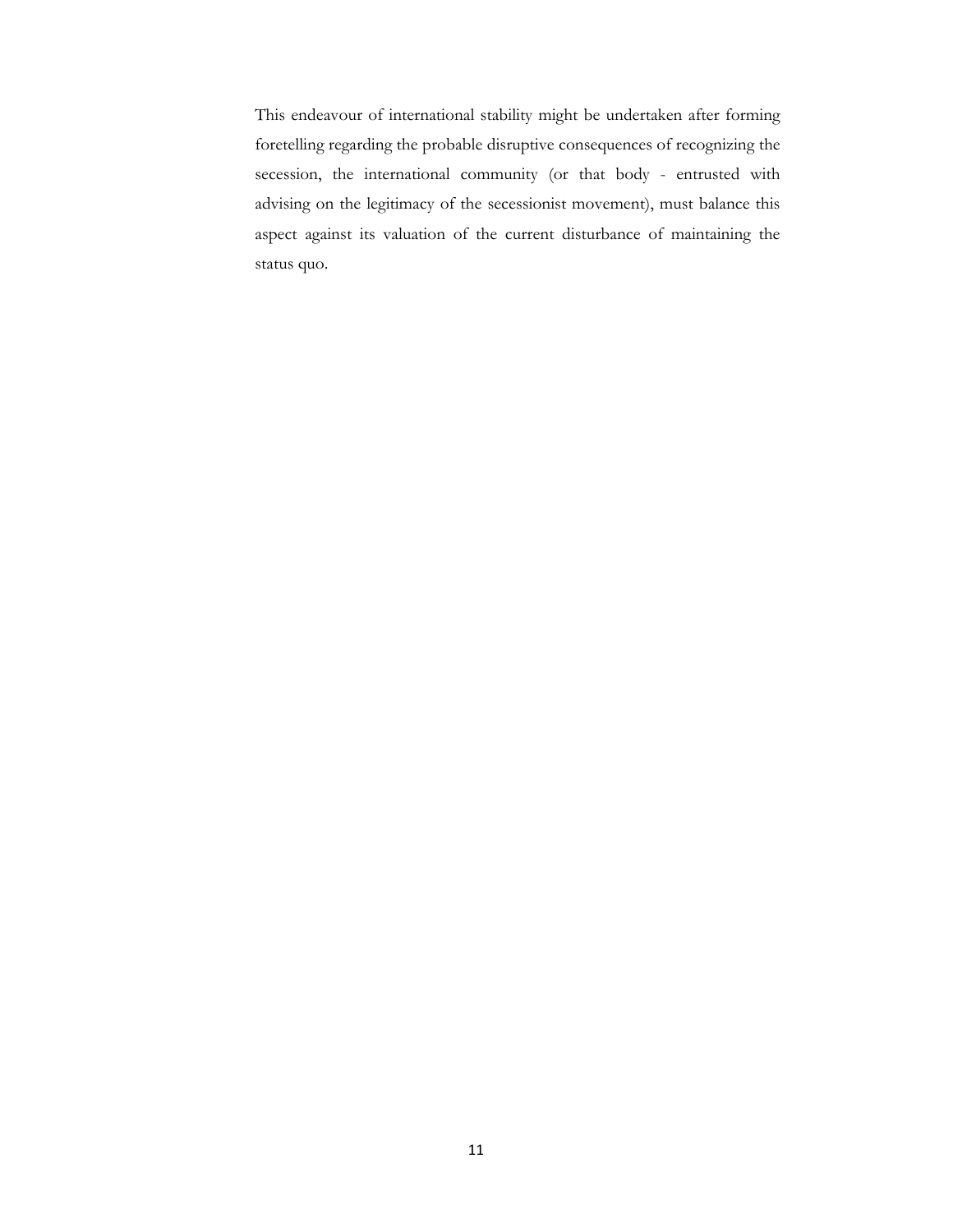This endeavour of international stability might be undertaken after forming foretelling regarding the probable disruptive consequences of recognizing the secession, the international community (or that body - entrusted with advising on the legitimacy of the secessionist movement), must balance this aspect against its valuation of the current disturbance of maintaining the status quo.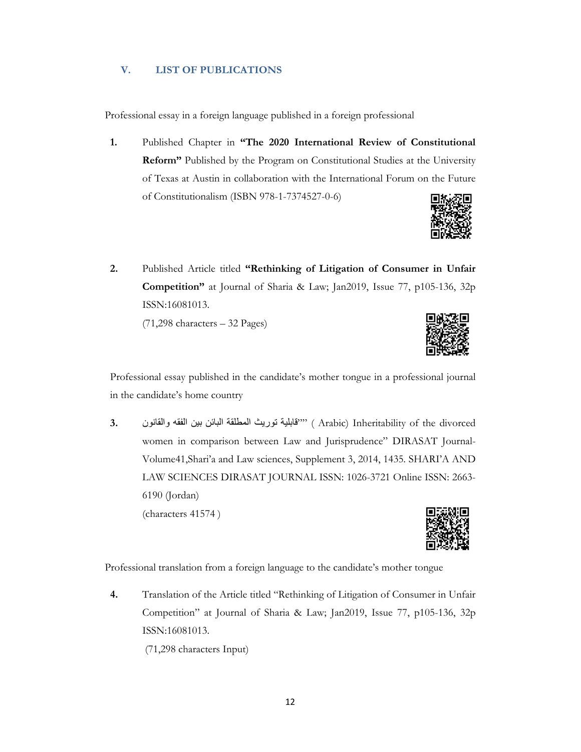## V. LIST OF PUBLICATIONS

Professional essay in a foreign language published in a foreign professional

1. Published Chapter in **"The 2020 International Review of Constitutional Reform"** Published by the Program on Constitutional Studies at the University of Texas at Austin in collaboration with the International Forum on the Future of Constitutionalism (ISBN 978-1-7374527-0-6)

2. Published Article titled **"Rethinking of Litigation of Consumer in Unfair Competition"** at Journal of Sharia & Law; Jan2019, Issue 77, p105-136, 32p ISSN:16081013.
(71,298 characters – 32 Pages)

Professional essay published in the candidate's mother tongue in a professional journal in the candidate's home country

3. ""قابلية توريث المطلقة البائن بين الفقه والقانون" ( Arabic) Inheritability of the divorced women in comparison between Law and Jurisprudence" DIRASAT Journal- Volume41,Shari'a and Law sciences, Supplement 3, 2014, 1435. SHARI'A AND LAW SCIENCES DIRASAT JOURNAL ISSN: 1026-3721 Online ISSN: 2663-6190 (Jordan)
(characters 41574 )

Professional translation from a foreign language to the candidate's mother tongue

4. Translation of the Article titled "Rethinking of Litigation of Consumer in Unfair Competition" at Journal of Sharia & Law; Jan2019, Issue 77, p105-136, 32p ISSN:16081013.
(71,298 characters Input)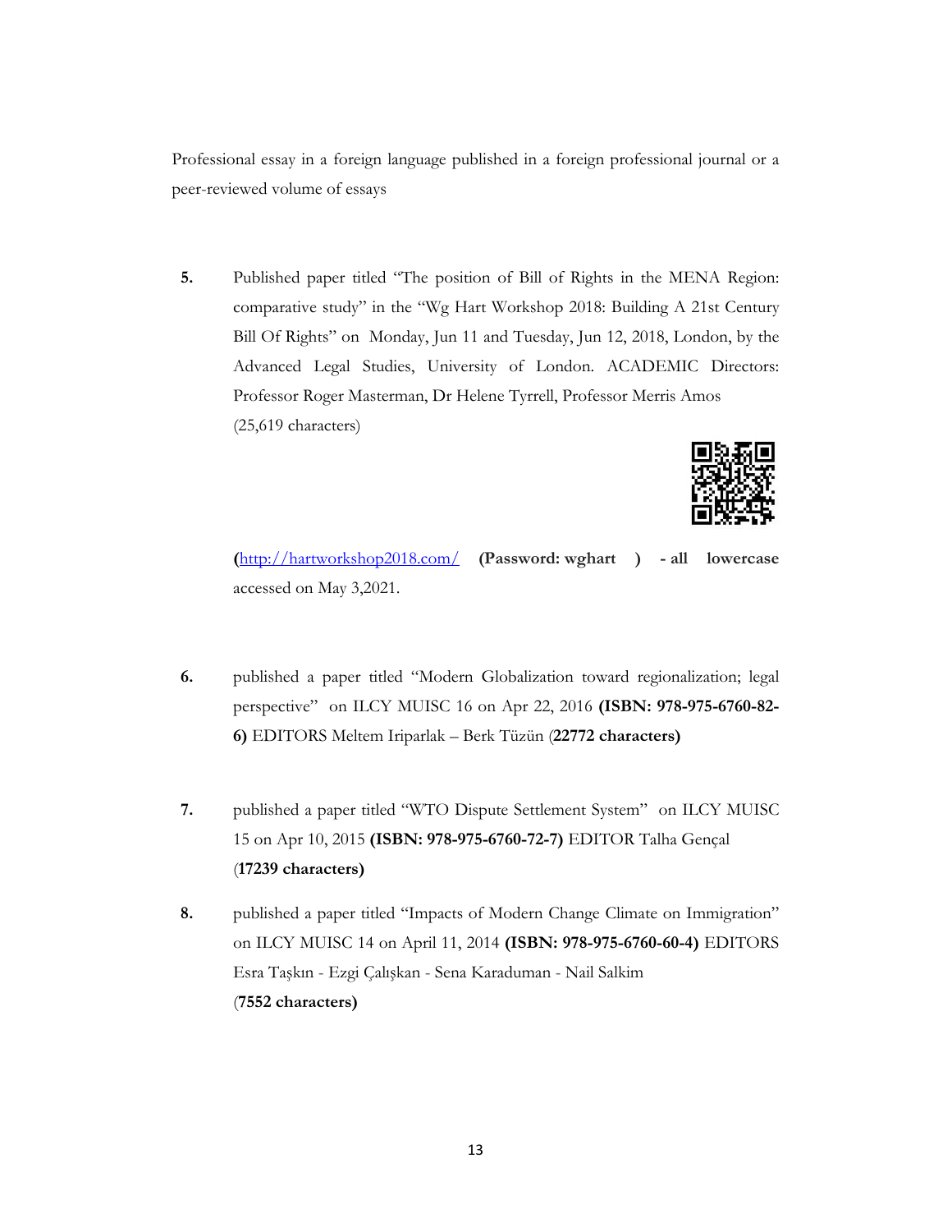Professional essay in a foreign language published in a foreign professional journal or a peer-reviewed volume of essays

**5.** Published paper titled "The position of Bill of Rights in the MENA Region: comparative study" in the "Wg Hart Workshop 2018: Building A 21st Century Bill Of Rights" on Monday, Jun 11 and Tuesday, Jun 12, 2018, London, by the Advanced Legal Studies, University of London. ACADEMIC Directors: Professor Roger Masterman, Dr Helene Tyrrell, Professor Merris Amos (25,619 characters)

**(**http://hartworkshop2018.com/ **(Password: wghart ) - all lowercase** accessed on May 3,2021.

**6.** published a paper titled "Modern Globalization toward regionalization; legal perspective" on ILCY MUISC 16 on Apr 22, 2016 **(ISBN: 978-975-6760-82-6)** EDITORS Meltem Iriparlak – Berk Tüzün (**22772 characters)**

**7.** published a paper titled "WTO Dispute Settlement System" on ILCY MUISC 15 on Apr 10, 2015 **(ISBN: 978-975-6760-72-7)** EDITOR Talha Gençal (**17239 characters)**

**8.** published a paper titled "Impacts of Modern Change Climate on Immigration" on ILCY MUISC 14 on April 11, 2014 **(ISBN: 978-975-6760-60-4)** EDITORS Esra Taşkın - Ezgi Çalışkan - Sena Karaduman - Nail Salkim (**7552 characters)**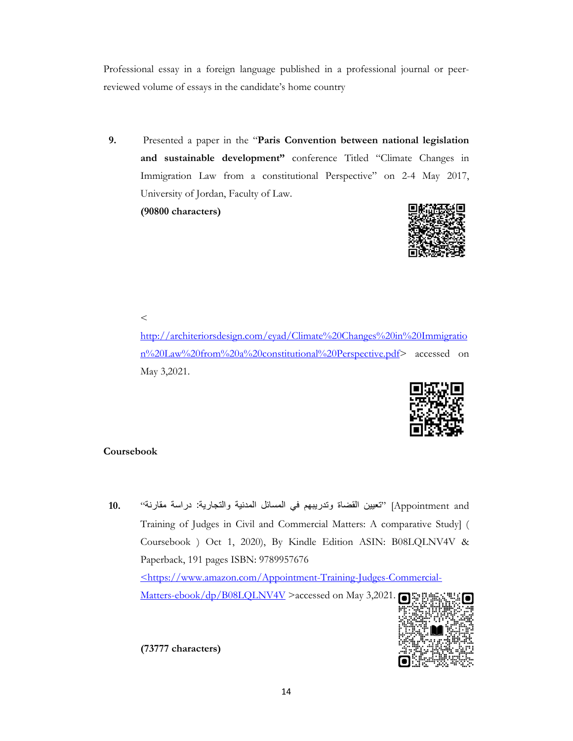Professional essay in a foreign language published in a professional journal or peer-reviewed volume of essays in the candidate's home country

9. Presented a paper in the "**Paris Convention between national legislation and sustainable development"** conference Titled "Climate Changes in Immigration Law from a constitutional Perspective" on 2-4 May 2017, University of Jordan, Faculty of Law.
**(90800 characters)**

< http://architeriorsdesign.com/eyad/Climate%20Changes%20in%20Immigration%20Law%20from%20a%20constitutional%20Perspective.pdf> accessed on May 3,2021.

**Coursebook**

10. "تعيين القضاة وتدريبهم في المسائل المدنية والتجارية: دراسة مقارنة" [Appointment and Training of Judges in Civil and Commercial Matters: A comparative Study] ( Coursebook ) Oct 1, 2020), By Kindle Edition ASIN: B08LQLNV4V & Paperback, 191 pages ISBN: 9789957676
<https://www.amazon.com/Appointment-Training-Judges-Commercial-Matters-ebook/dp/B08LQLNV4V >accessed on May 3,2021.

**(73777 characters)**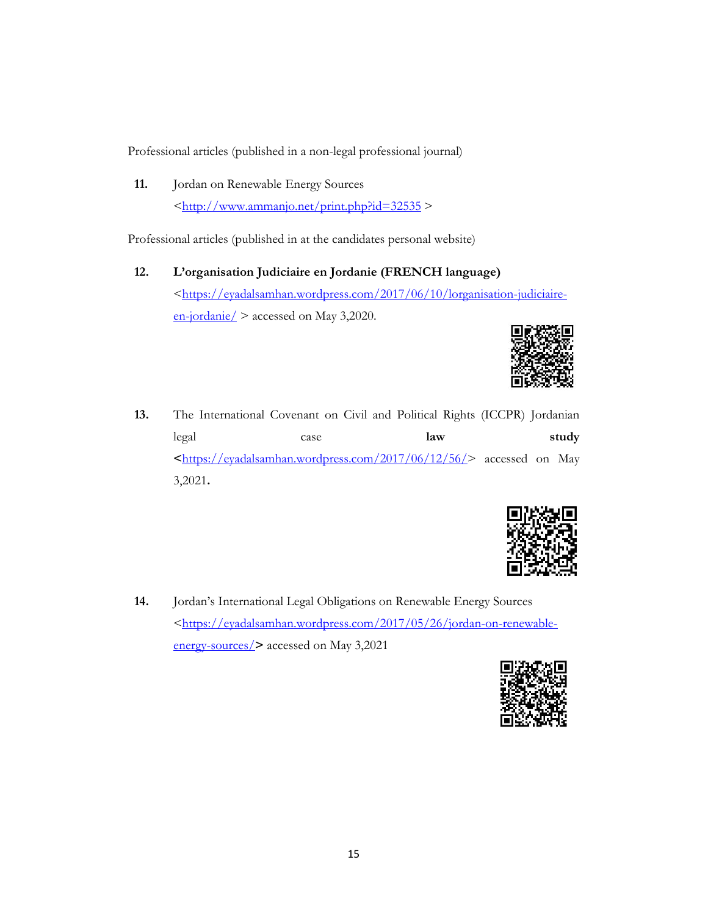Professional articles (published in a non-legal professional journal)

**11.** Jordan on Renewable Energy Sources <http://www.ammanjo.net/print.php?id=32535 >

Professional articles (published in at the candidates personal website)

**12.** **L'organisation Judiciaire en Jordanie (FRENCH language)** <https://eyadalsamhan.wordpress.com/2017/06/10/lorganisation-judiciaire-en-jordanie/ > accessed on May 3,2020.

**13.** The International Covenant on Civil and Political Rights (ICCPR) Jordanian legal case **law** **study** **<**https://eyadalsamhan.wordpress.com/2017/06/12/56/> accessed on May 3,2021**.**

**14.** Jordan's International Legal Obligations on Renewable Energy Sources <https://eyadalsamhan.wordpress.com/2017/05/26/jordan-on-renewable-energy-sources/**>** accessed on May 3,2021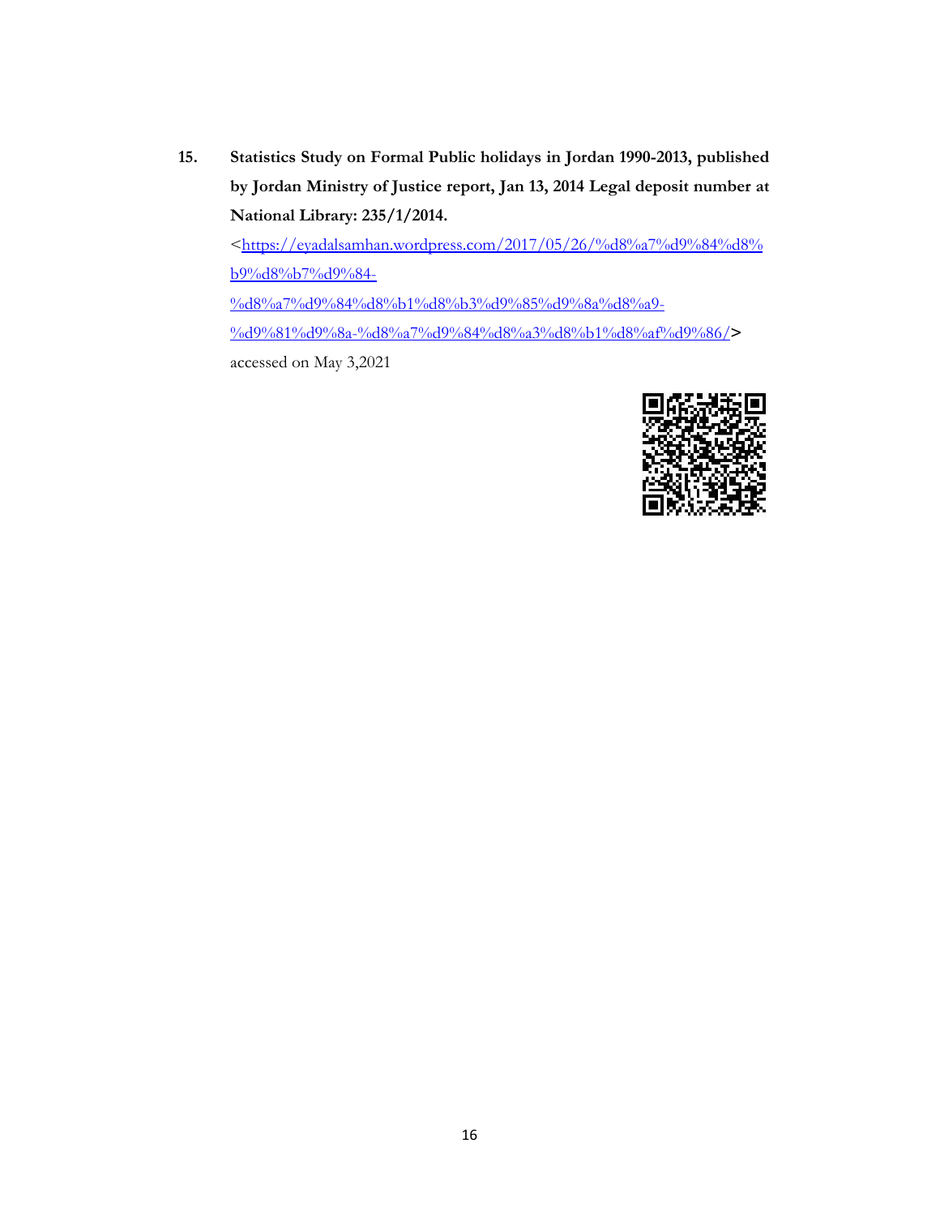15. **Statistics Study on Formal Public holidays in Jordan 1990-2013, published by Jordan Ministry of Justice report, Jan 13, 2014 Legal deposit number at National Library: 235/1/2014.**

    <https://eyadalsamhan.wordpress.com/2017/05/26/%d8%a7%d9%84%d8%b9%d8%b7%d9%84-%d8%a7%d9%84%d8%b1%d8%b3%d9%85%d9%8a%d8%a9-%d9%81%d9%8a-%d8%a7%d9%84%d8%a3%d8%b1%d8%af%d9%86/>

    accessed on May 3,2021